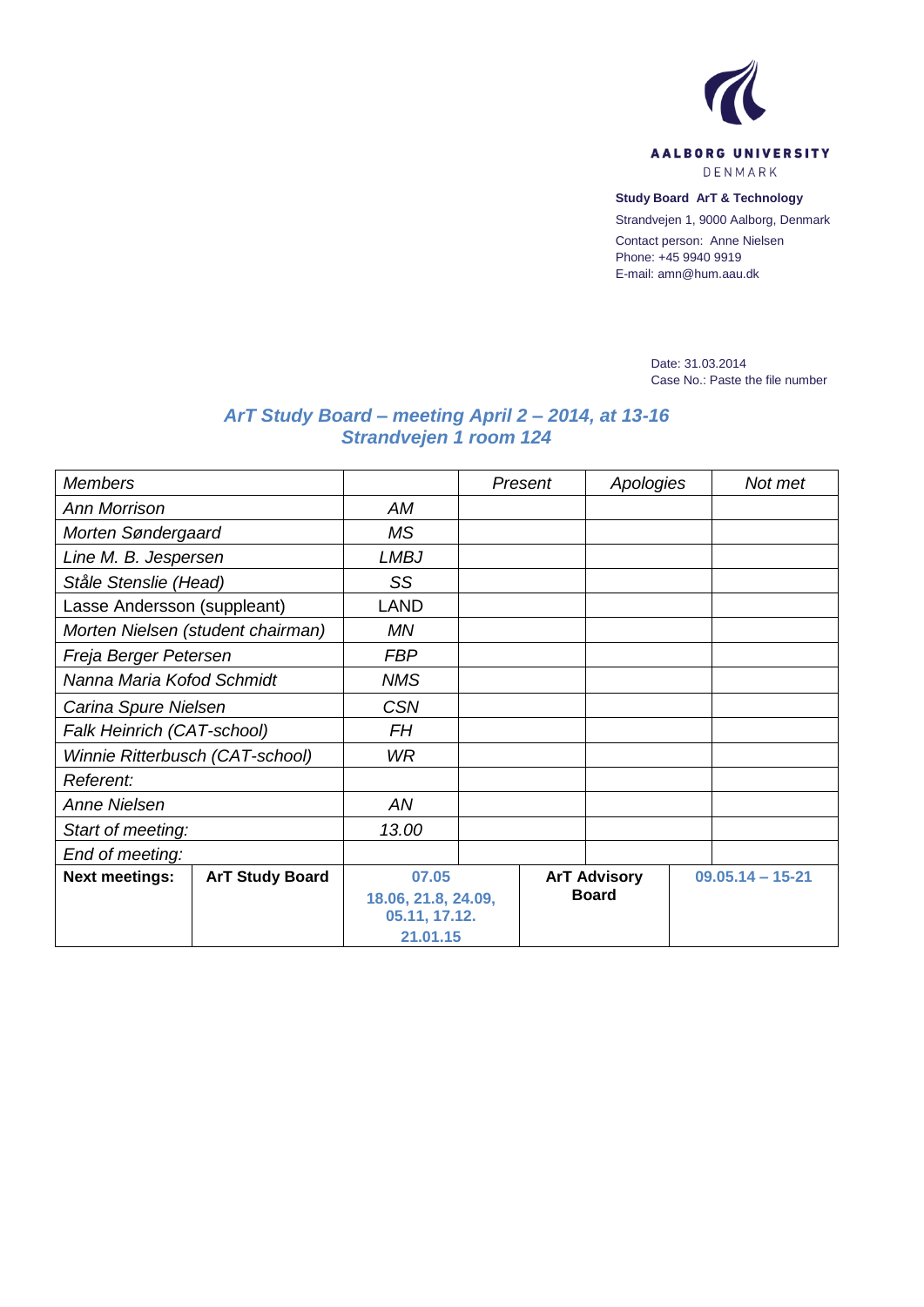AALBORG UNIVERSITY
DENMARK

**Study Board ArT & Technology**
Strandvejen 1, 9000 Aalborg, Denmark
Contact person: Anne Nielsen
Phone: +45 9940 9919
E-mail: amn@hum.aau.dk

Date: 31.03.2014
Case No.: Paste the file number

## *ArT Study Board – meeting April 2 – 2014, at 13-16*
## *Strandvejen 1 room 124*

| *Members* | | | *Present* | *Apologies* | *Not met* |
|---|---|---|---|---|---|
| *Ann Morrison* | | *AM* | | | |
| *Morten Søndergaard* | | *MS* | | | |
| *Line M. B. Jespersen* | | *LMBJ* | | | |
| *Ståle Stenslie (Head)* | | *SS* | | | |
| Lasse Andersson (suppleant) | | LAND | | | |
| *Morten Nielsen (student chairman)* | | *MN* | | | |
| *Freja Berger Petersen* | | *FBP* | | | |
| *Nanna Maria Kofod Schmidt* | | *NMS* | | | |
| *Carina Spure Nielsen* | | *CSN* | | | |
| *Falk Heinrich (CAT-school)* | | *FH* | | | |
| *Winnie Ritterbusch (CAT-school)* | | *WR* | | | |
| *Referent:* | | | | | |
| *Anne Nielsen* | | *AN* | | | |
| *Start of meeting:* | | *13.00* | | | |
| *End of meeting:* | | | | | |
| **Next meetings:** | **ArT Study Board** | **07.05 18.06, 21.8, 24.09, 05.11, 17.12. 21.01.15** | **ArT Advisory Board** | | **09.05.14 – 15-21** |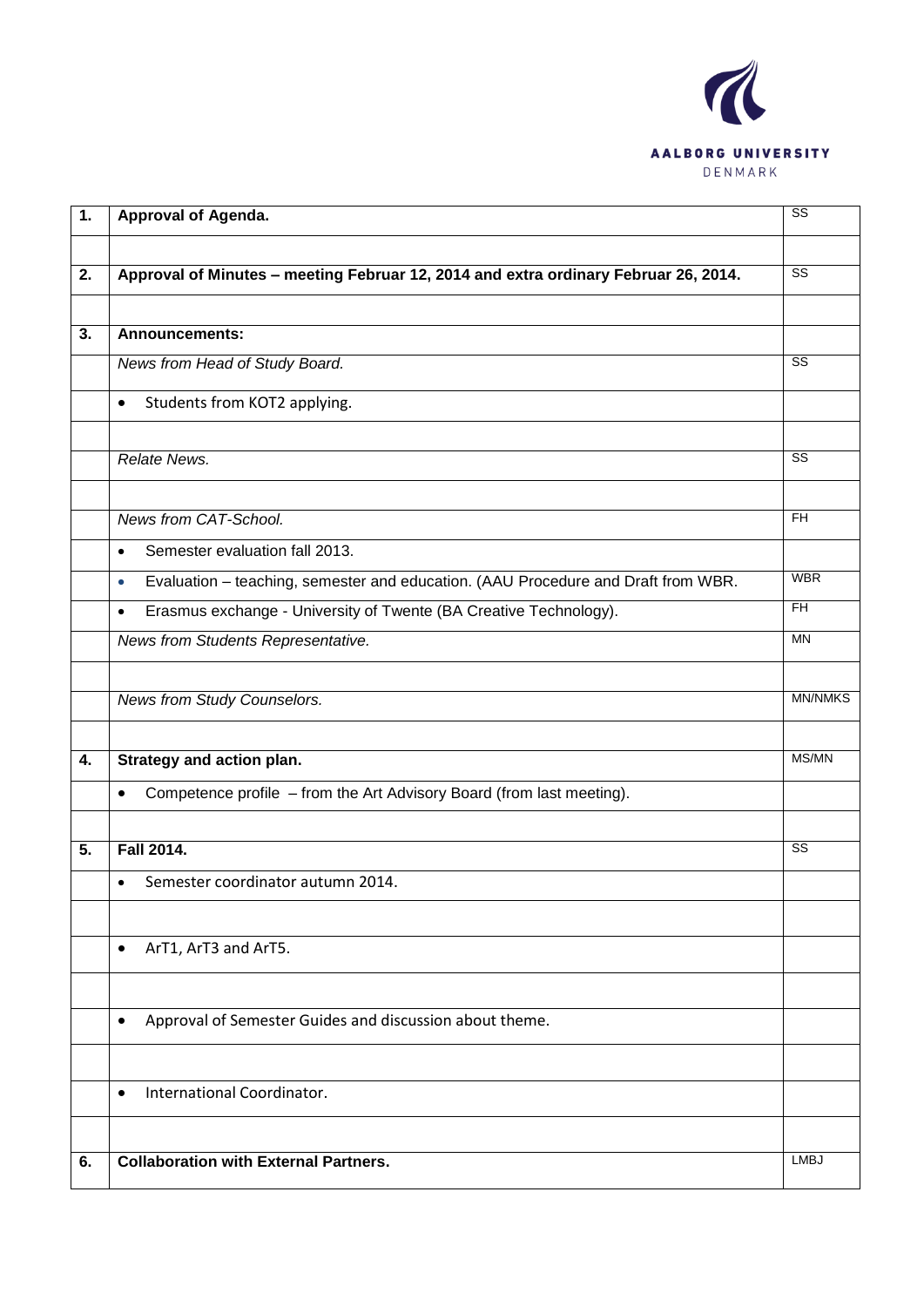| 1. | **Approval of Agenda.** | SS |
|---|---|---|
| | | |
| 2. | **Approval of Minutes – meeting Februar 12, 2014 and extra ordinary Februar 26, 2014.** | SS |
| | | |
| 3. | **Announcements:** | |
| | *News from Head of Study Board.* | SS |
| | • Students from KOT2 applying. | |
| | | |
| | *Relate News.* | SS |
| | | |
| | *News from CAT-School.* | FH |
| | • Semester evaluation fall 2013. | |
| | • Evaluation – teaching, semester and education. (AAU Procedure and Draft from WBR. | WBR |
| | • Erasmus exchange - University of Twente (BA Creative Technology). | FH |
| | *News from Students Representative.* | MN |
| | | |
| | *News from Study Counselors.* | MN/NMKS |
| | | |
| 4. | **Strategy and action plan.** | MS/MN |
| | • Competence profile – from the Art Advisory Board (from last meeting). | |
| | | |
| 5. | **Fall 2014.** | SS |
| | • Semester coordinator autumn 2014. | |
| | | |
| | • ArT1, ArT3 and ArT5. | |
| | | |
| | • Approval of Semester Guides and discussion about theme. | |
| | | |
| | • International Coordinator. | |
| | | |
| 6. | **Collaboration with External Partners.** | LMBJ |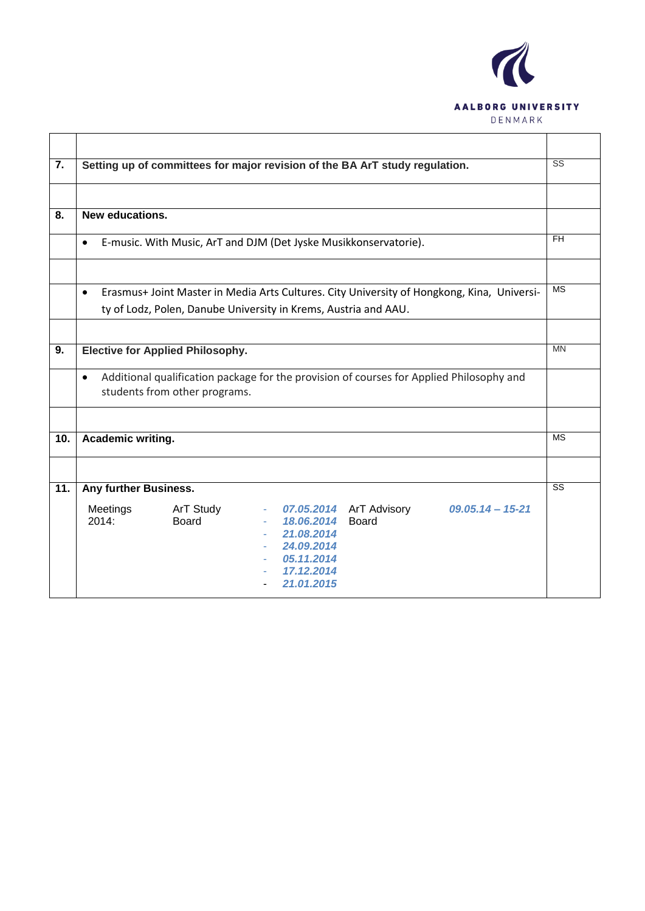| | | |
|---|---|---|
| | | |
| **7.** | **Setting up of committees for major revision of the BA ArT study regulation.** | SS |
| | | |
| **8.** | **New educations.** | |
| | • E-music. With Music, ArT and DJM (Det Jyske Musikkonservatorie). | FH |
| | | |
| | • Erasmus+ Joint Master in Media Arts Cultures. City University of Hongkong, Kina, University of Lodz, Polen, Danube University in Krems, Austria and AAU. | MS |
| | | |
| **9.** | **Elective for Applied Philosophy.** | MN |
| | • Additional qualification package for the provision of courses for Applied Philosophy and students from other programs. | |
| | | |
| **10.** | **Academic writing.** | MS |
| | | |
| **11.** | **Any further Business.**<br>Meetings 2014: ArT Study Board - ***07.05.2014*** - ***18.06.2014*** - ***21.08.2014*** - ***24.09.2014*** - ***05.11.2014*** - ***17.12.2014*** - ***21.01.2015***<br>ArT Advisory Board ***09.05.14 – 15-21*** | SS |